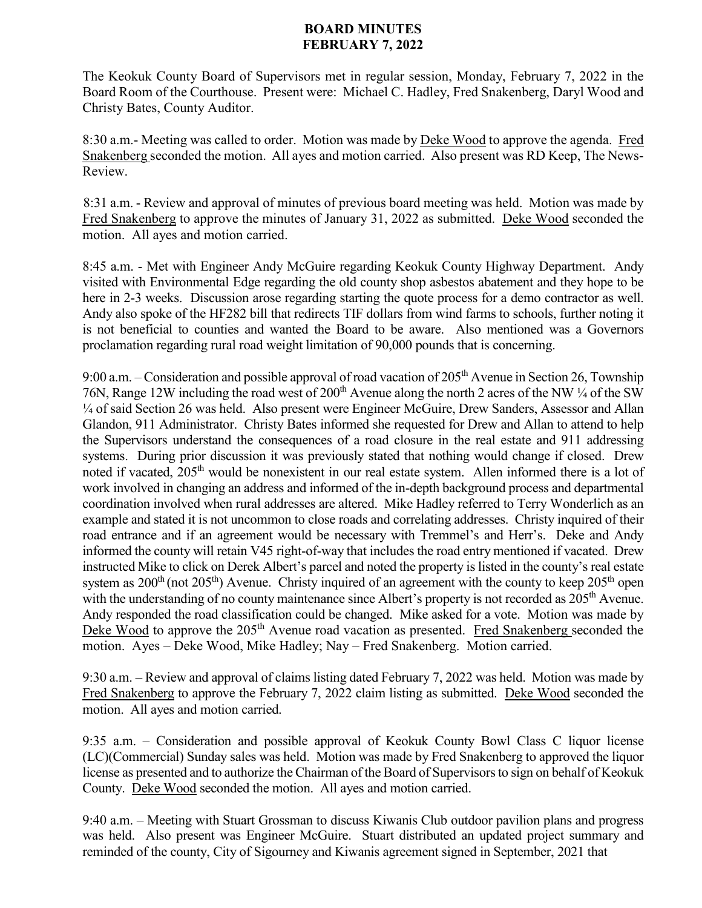# BOARD MINUTES
## FEBRUARY 7, 2022

The Keokuk County Board of Supervisors met in regular session, Monday, February 7, 2022 in the Board Room of the Courthouse. Present were: Michael C. Hadley, Fred Snakenberg, Daryl Wood and Christy Bates, County Auditor.

8:30 a.m.- Meeting was called to order. Motion was made by Deke Wood to approve the agenda. Fred Snakenberg seconded the motion. All ayes and motion carried. Also present was RD Keep, The News-Review.

8:31 a.m. - Review and approval of minutes of previous board meeting was held. Motion was made by Fred Snakenberg to approve the minutes of January 31, 2022 as submitted. Deke Wood seconded the motion. All ayes and motion carried.

8:45 a.m. - Met with Engineer Andy McGuire regarding Keokuk County Highway Department. Andy visited with Environmental Edge regarding the old county shop asbestos abatement and they hope to be here in 2-3 weeks. Discussion arose regarding starting the quote process for a demo contractor as well. Andy also spoke of the HF282 bill that redirects TIF dollars from wind farms to schools, further noting it is not beneficial to counties and wanted the Board to be aware. Also mentioned was a Governors proclamation regarding rural road weight limitation of 90,000 pounds that is concerning.

9:00 a.m. – Consideration and possible approval of road vacation of 205th Avenue in Section 26, Township 76N, Range 12W including the road west of 200th Avenue along the north 2 acres of the NW ¼ of the SW ¼ of said Section 26 was held. Also present were Engineer McGuire, Drew Sanders, Assessor and Allan Glandon, 911 Administrator. Christy Bates informed she requested for Drew and Allan to attend to help the Supervisors understand the consequences of a road closure in the real estate and 911 addressing systems. During prior discussion it was previously stated that nothing would change if closed. Drew noted if vacated, 205th would be nonexistent in our real estate system. Allen informed there is a lot of work involved in changing an address and informed of the in-depth background process and departmental coordination involved when rural addresses are altered. Mike Hadley referred to Terry Wonderlich as an example and stated it is not uncommon to close roads and correlating addresses. Christy inquired of their road entrance and if an agreement would be necessary with Tremmel's and Herr's. Deke and Andy informed the county will retain V45 right-of-way that includes the road entry mentioned if vacated. Drew instructed Mike to click on Derek Albert's parcel and noted the property is listed in the county's real estate system as 200th (not 205th) Avenue. Christy inquired of an agreement with the county to keep 205th open with the understanding of no county maintenance since Albert's property is not recorded as 205th Avenue. Andy responded the road classification could be changed. Mike asked for a vote. Motion was made by Deke Wood to approve the 205th Avenue road vacation as presented. Fred Snakenberg seconded the motion. Ayes – Deke Wood, Mike Hadley; Nay – Fred Snakenberg. Motion carried.

9:30 a.m. – Review and approval of claims listing dated February 7, 2022 was held. Motion was made by Fred Snakenberg to approve the February 7, 2022 claim listing as submitted. Deke Wood seconded the motion. All ayes and motion carried.

9:35 a.m. – Consideration and possible approval of Keokuk County Bowl Class C liquor license (LC)(Commercial) Sunday sales was held. Motion was made by Fred Snakenberg to approved the liquor license as presented and to authorize the Chairman of the Board of Supervisors to sign on behalf of Keokuk County. Deke Wood seconded the motion. All ayes and motion carried.

9:40 a.m. – Meeting with Stuart Grossman to discuss Kiwanis Club outdoor pavilion plans and progress was held. Also present was Engineer McGuire. Stuart distributed an updated project summary and reminded of the county, City of Sigourney and Kiwanis agreement signed in September, 2021 that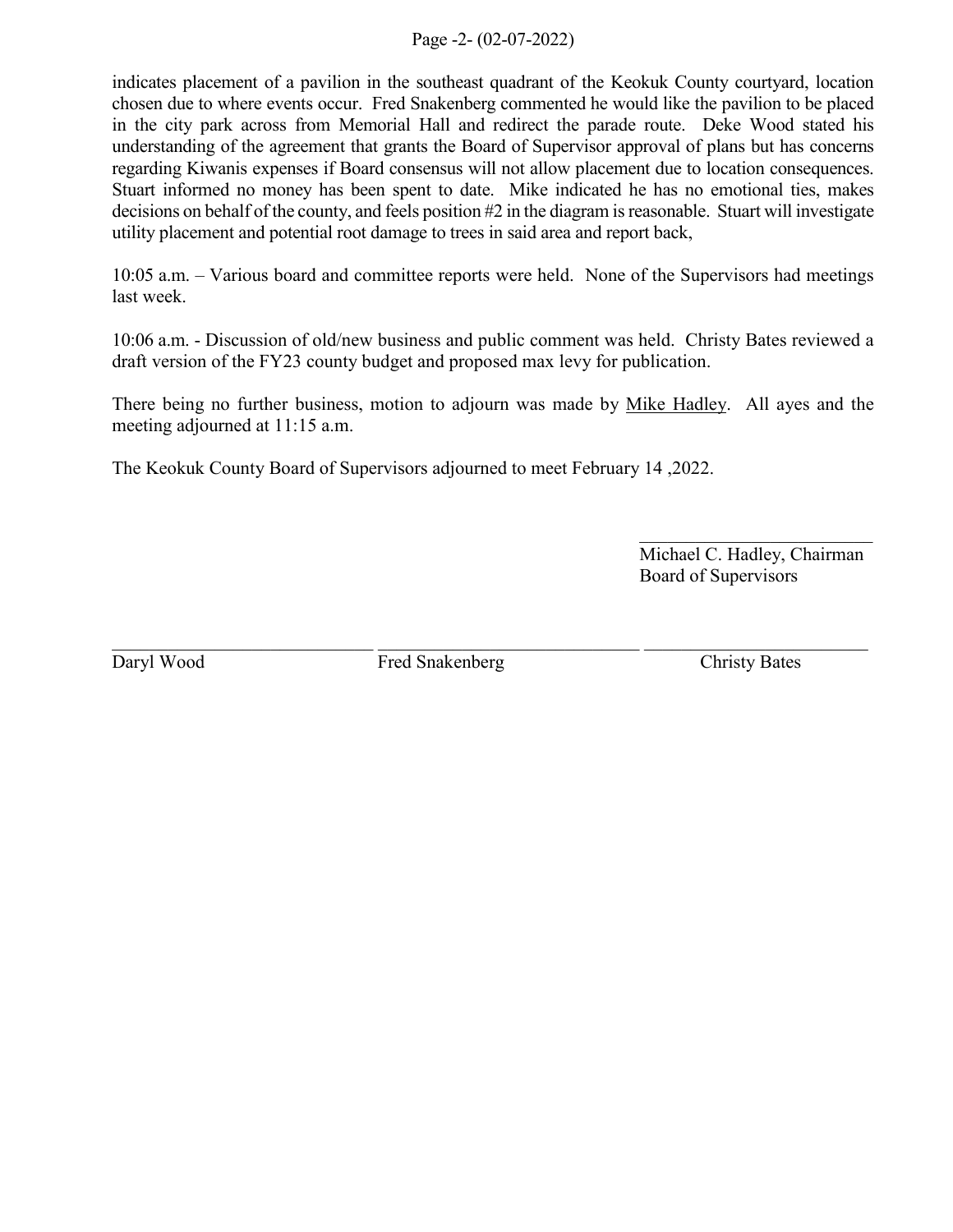indicates placement of a pavilion in the southeast quadrant of the Keokuk County courtyard, location chosen due to where events occur. Fred Snakenberg commented he would like the pavilion to be placed in the city park across from Memorial Hall and redirect the parade route. Deke Wood stated his understanding of the agreement that grants the Board of Supervisor approval of plans but has concerns regarding Kiwanis expenses if Board consensus will not allow placement due to location consequences. Stuart informed no money has been spent to date. Mike indicated he has no emotional ties, makes decisions on behalf of the county, and feels position #2 in the diagram is reasonable. Stuart will investigate utility placement and potential root damage to trees in said area and report back,

10:05 a.m. – Various board and committee reports were held. None of the Supervisors had meetings last week.

10:06 a.m. - Discussion of old/new business and public comment was held. Christy Bates reviewed a draft version of the FY23 county budget and proposed max levy for publication.

There being no further business, motion to adjourn was made by Mike Hadley. All ayes and the meeting adjourned at 11:15 a.m.

The Keokuk County Board of Supervisors adjourned to meet February 14 ,2022.

\_\_\_\_\_\_\_\_\_\_\_\_\_\_\_\_\_\_\_\_\_\_\_\_\_\_\_
Michael C. Hadley, Chairman
Board of Supervisors

\_\_\_\_\_\_\_\_\_\_\_\_\_\_\_\_\_\_\_\_\_\_\_\_\_\_\_ \_\_\_\_\_\_\_\_\_\_\_\_\_\_\_\_\_\_\_\_\_\_\_\_\_\_\_ \_\_\_\_\_\_\_\_\_\_\_\_\_\_\_\_\_\_\_\_\_\_\_\_\_\_\_
Daryl Wood Fred Snakenberg Christy Bates